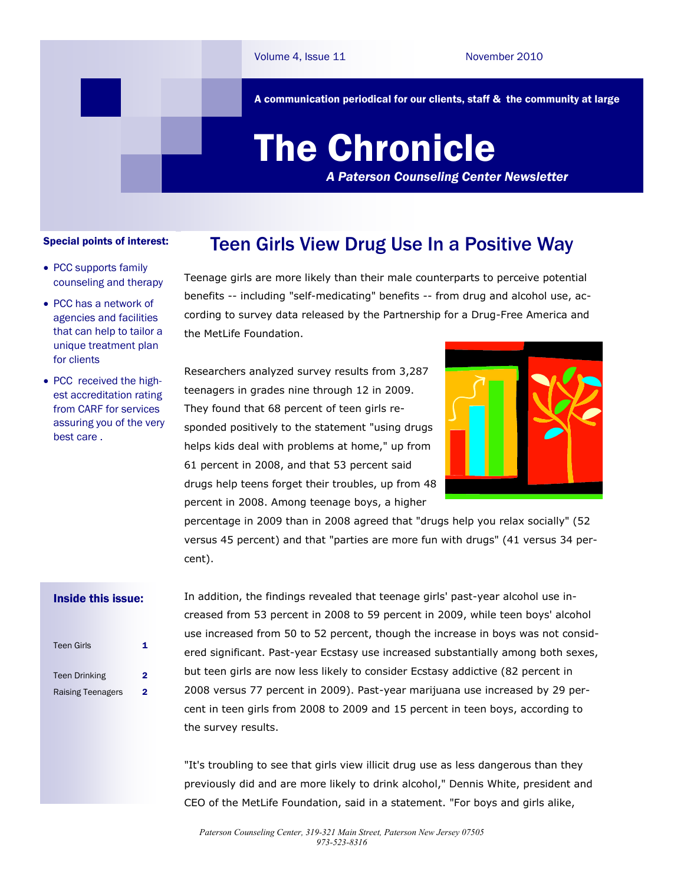Volume 4, Issue 11 — November 2010

A communication periodical for our clients, staff & the community at large

# The Chronicle

***A Paterson Counseling Center Newsletter***

**Special points of interest:**

- PCC supports family counseling and therapy
- PCC has a network of agencies and facilities that can help to tailor a unique treatment plan for clients
- PCC received the highest accreditation rating from CARF for services assuring you of the very best care .

**Inside this issue:**

| | |
|---|---|
| Teen Girls | 1 |
| Teen Drinking | 2 |
| Raising Teenagers | 2 |

## Teen Girls View Drug Use In a Positive Way

Teenage girls are more likely than their male counterparts to perceive potential benefits -- including "self-medicating" benefits -- from drug and alcohol use, according to survey data released by the Partnership for a Drug-Free America and the MetLife Foundation.

Researchers analyzed survey results from 3,287 teenagers in grades nine through 12 in 2009. They found that 68 percent of teen girls responded positively to the statement "using drugs helps kids deal with problems at home," up from 61 percent in 2008, and that 53 percent said drugs help teens forget their troubles, up from 48 percent in 2008. Among teenage boys, a higher percentage in 2009 than in 2008 agreed that "drugs help you relax socially" (52 versus 45 percent) and that "parties are more fun with drugs" (41 versus 34 percent).

In addition, the findings revealed that teenage girls' past-year alcohol use increased from 53 percent in 2008 to 59 percent in 2009, while teen boys' alcohol use increased from 50 to 52 percent, though the increase in boys was not considered significant. Past-year Ecstasy use increased substantially among both sexes, but teen girls are now less likely to consider Ecstasy addictive (82 percent in 2008 versus 77 percent in 2009). Past-year marijuana use increased by 29 percent in teen girls from 2008 to 2009 and 15 percent in teen boys, according to the survey results.

"It's troubling to see that girls view illicit drug use as less dangerous than they previously did and are more likely to drink alcohol," Dennis White, president and CEO of the MetLife Foundation, said in a statement. "For boys and girls alike,

*Paterson Counseling Center, 319-321 Main Street, Paterson New Jersey 07505*
*973-523-8316*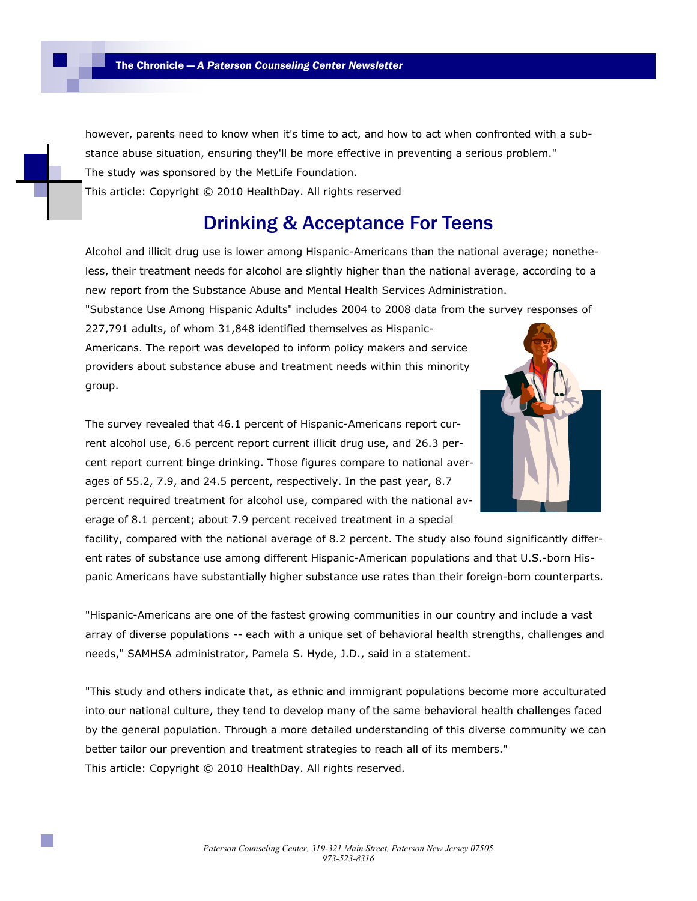however, parents need to know when it's time to act, and how to act when confronted with a substance abuse situation, ensuring they'll be more effective in preventing a serious problem."

The study was sponsored by the MetLife Foundation.

This article: Copyright © 2010 HealthDay. All rights reserved

## Drinking & Acceptance For Teens

Alcohol and illicit drug use is lower among Hispanic-Americans than the national average; nonetheless, their treatment needs for alcohol are slightly higher than the national average, according to a new report from the Substance Abuse and Mental Health Services Administration.

"Substance Use Among Hispanic Adults" includes 2004 to 2008 data from the survey responses of 227,791 adults, of whom 31,848 identified themselves as Hispanic-Americans. The report was developed to inform policy makers and service providers about substance abuse and treatment needs within this minority group.

The survey revealed that 46.1 percent of Hispanic-Americans report current alcohol use, 6.6 percent report current illicit drug use, and 26.3 percent report current binge drinking. Those figures compare to national averages of 55.2, 7.9, and 24.5 percent, respectively. In the past year, 8.7 percent required treatment for alcohol use, compared with the national average of 8.1 percent; about 7.9 percent received treatment in a special facility, compared with the national average of 8.2 percent. The study also found significantly different rates of substance use among different Hispanic-American populations and that U.S.-born Hispanic Americans have substantially higher substance use rates than their foreign-born counterparts.

"Hispanic-Americans are one of the fastest growing communities in our country and include a vast array of diverse populations -- each with a unique set of behavioral health strengths, challenges and needs," SAMHSA administrator, Pamela S. Hyde, J.D., said in a statement.

"This study and others indicate that, as ethnic and immigrant populations become more acculturated into our national culture, they tend to develop many of the same behavioral health challenges faced by the general population. Through a more detailed understanding of this diverse community we can better tailor our prevention and treatment strategies to reach all of its members."

This article: Copyright © 2010 HealthDay. All rights reserved.